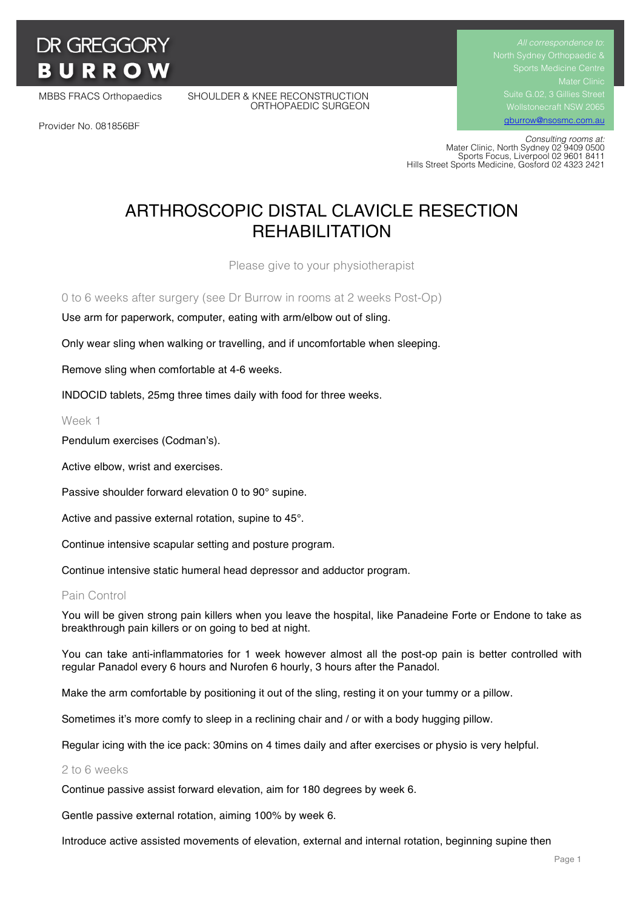# DR GREGGORY BURROW

MBBS FRACS Orthopaedics

SHOULDER & KNEE RECONSTRUCTION ORTHOPAEDIC SURGEON

Provider No. 081856BF

*All correspondence to:*
North Sydney Orthopaedic & Sports Medicine Centre
Mater Clinic
Suite G.02, 3 Gillies Street
Wollstonecraft NSW 2065
gburrow@nsosmc.com.au

*Consulting rooms at:*
Mater Clinic, North Sydney 02 9409 0500
Sports Focus, Liverpool 02 9601 8411
Hills Street Sports Medicine, Gosford 02 4323 2421

# ARTHROSCOPIC DISTAL CLAVICLE RESECTION REHABILITATION

Please give to your physiotherapist

## 0 to 6 weeks after surgery (see Dr Burrow in rooms at 2 weeks Post-Op)

Use arm for paperwork, computer, eating with arm/elbow out of sling.

Only wear sling when walking or travelling, and if uncomfortable when sleeping.

Remove sling when comfortable at 4-6 weeks.

INDOCID tablets, 25mg three times daily with food for three weeks.

## Week 1

Pendulum exercises (Codman's).

Active elbow, wrist and exercises.

Passive shoulder forward elevation 0 to 90° supine.

Active and passive external rotation, supine to 45°.

Continue intensive scapular setting and posture program.

Continue intensive static humeral head depressor and adductor program.

## Pain Control

You will be given strong pain killers when you leave the hospital, like Panadeine Forte or Endone to take as breakthrough pain killers or on going to bed at night.

You can take anti-inflammatories for 1 week however almost all the post-op pain is better controlled with regular Panadol every 6 hours and Nurofen 6 hourly, 3 hours after the Panadol.

Make the arm comfortable by positioning it out of the sling, resting it on your tummy or a pillow.

Sometimes it's more comfy to sleep in a reclining chair and / or with a body hugging pillow.

Regular icing with the ice pack: 30mins on 4 times daily and after exercises or physio is very helpful.

## 2 to 6 weeks

Continue passive assist forward elevation, aim for 180 degrees by week 6.

Gentle passive external rotation, aiming 100% by week 6.

Introduce active assisted movements of elevation, external and internal rotation, beginning supine then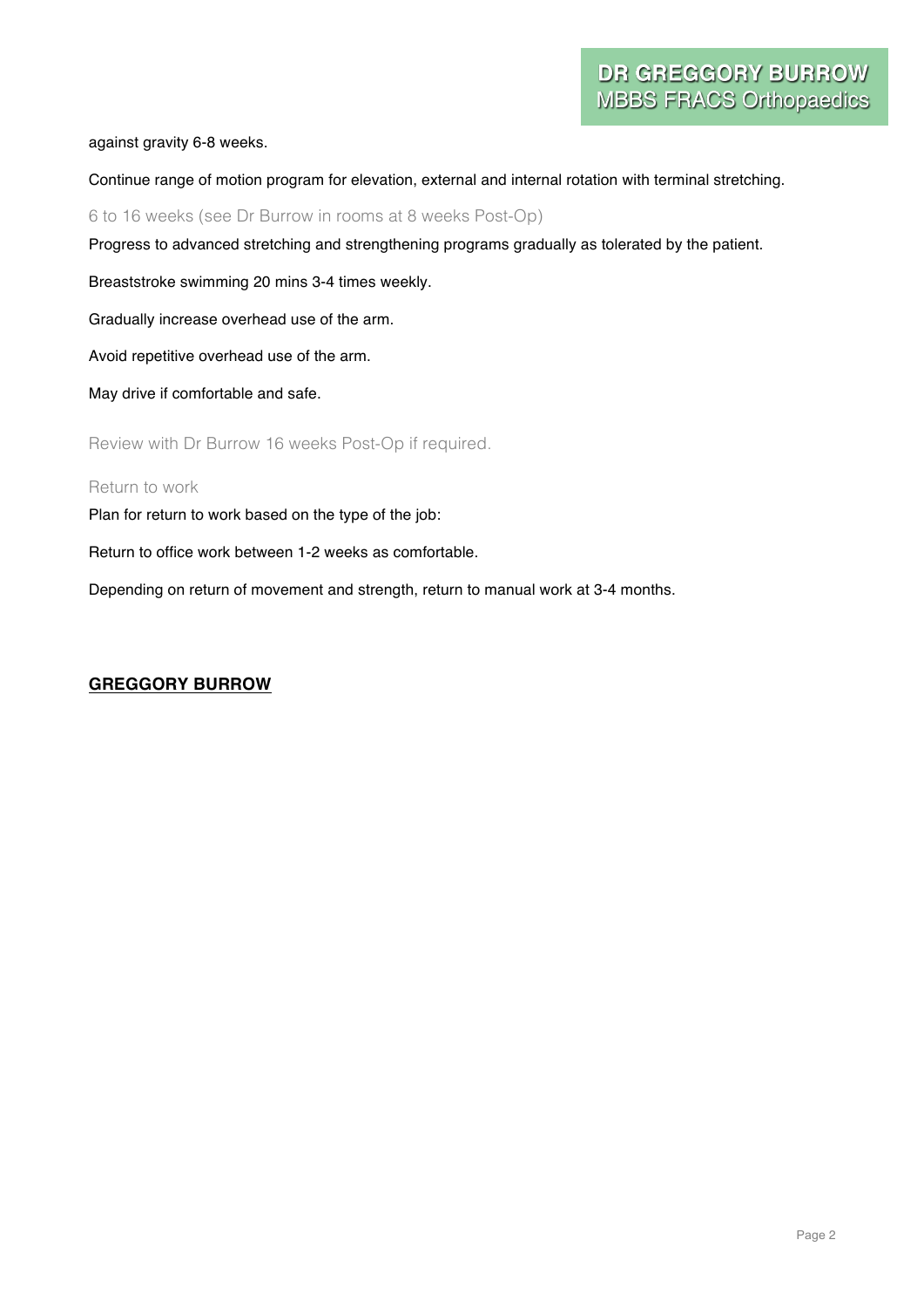against gravity 6-8 weeks.

Continue range of motion program for elevation, external and internal rotation with terminal stretching.

### 6 to 16 weeks (see Dr Burrow in rooms at 8 weeks Post-Op)

Progress to advanced stretching and strengthening programs gradually as tolerated by the patient.

Breaststroke swimming 20 mins 3-4 times weekly.

Gradually increase overhead use of the arm.

Avoid repetitive overhead use of the arm.

May drive if comfortable and safe.

### Review with Dr Burrow 16 weeks Post-Op if required.

### Return to work

Plan for return to work based on the type of the job:

Return to office work between 1-2 weeks as comfortable.

Depending on return of movement and strength, return to manual work at 3-4 months.

**GREGGORY BURROW**